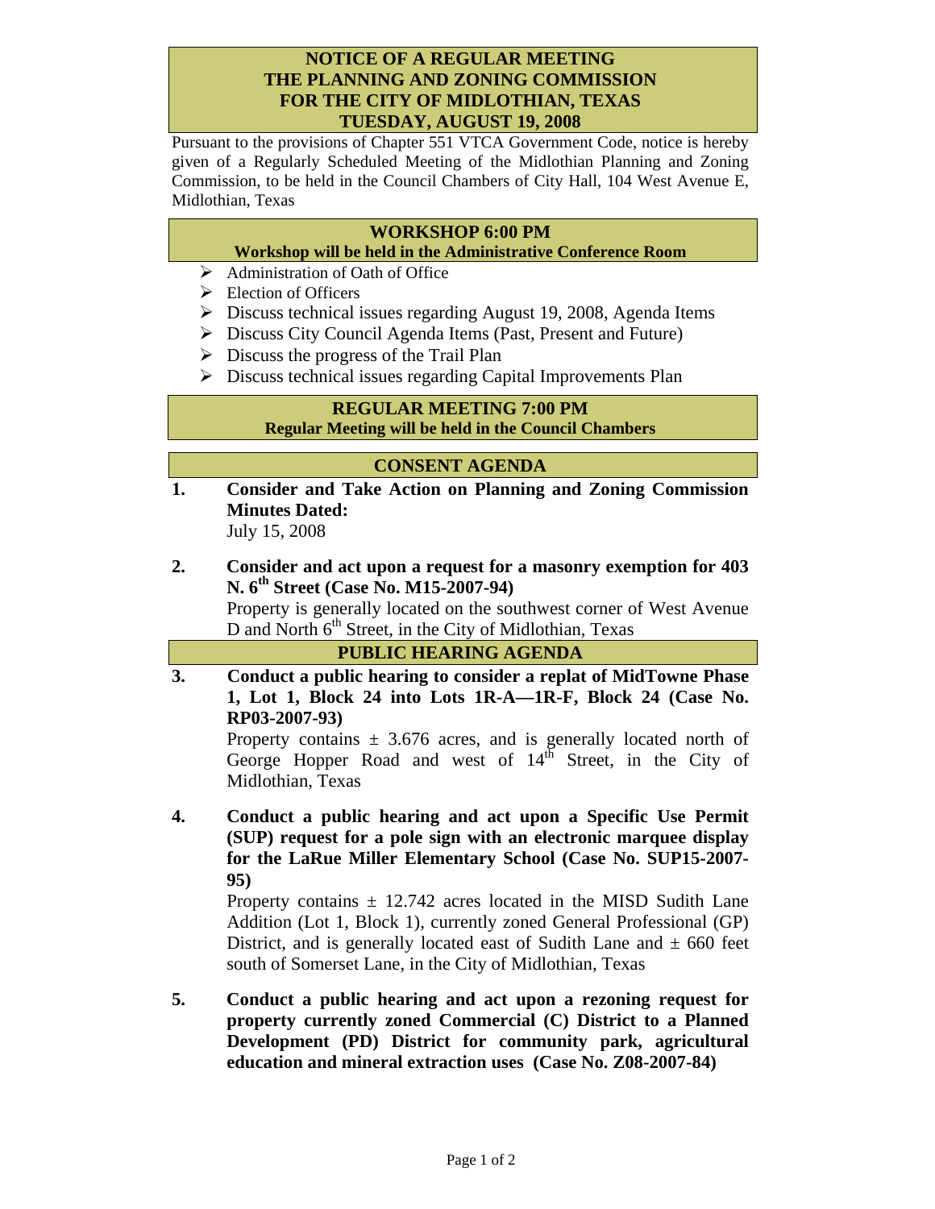# NOTICE OF A REGULAR MEETING
# THE PLANNING AND ZONING COMMISSION
# FOR THE CITY OF MIDLOTHIAN, TEXAS
# TUESDAY, AUGUST 19, 2008

Pursuant to the provisions of Chapter 551 VTCA Government Code, notice is hereby given of a Regularly Scheduled Meeting of the Midlothian Planning and Zoning Commission, to be held in the Council Chambers of City Hall, 104 West Avenue E, Midlothian, Texas

## WORKSHOP 6:00 PM

**Workshop will be held in the Administrative Conference Room**

- Administration of Oath of Office
- Election of Officers
- Discuss technical issues regarding August 19, 2008, Agenda Items
- Discuss City Council Agenda Items (Past, Present and Future)
- Discuss the progress of the Trail Plan
- Discuss technical issues regarding Capital Improvements Plan

## REGULAR MEETING 7:00 PM

**Regular Meeting will be held in the Council Chambers**

## CONSENT AGENDA

1. **Consider and Take Action on Planning and Zoning Commission Minutes Dated:**
   July 15, 2008

2. **Consider and act upon a request for a masonry exemption for 403 N. 6th Street (Case No. M15-2007-94)**
   Property is generally located on the southwest corner of West Avenue D and North 6th Street, in the City of Midlothian, Texas

## PUBLIC HEARING AGENDA

3. **Conduct a public hearing to consider a replat of MidTowne Phase 1, Lot 1, Block 24 into Lots 1R-A—1R-F, Block 24 (Case No. RP03-2007-93)**
   Property contains ± 3.676 acres, and is generally located north of George Hopper Road and west of 14th Street, in the City of Midlothian, Texas

4. **Conduct a public hearing and act upon a Specific Use Permit (SUP) request for a pole sign with an electronic marquee display for the LaRue Miller Elementary School (Case No. SUP15-2007-95)**
   Property contains ± 12.742 acres located in the MISD Sudith Lane Addition (Lot 1, Block 1), currently zoned General Professional (GP) District, and is generally located east of Sudith Lane and ± 660 feet south of Somerset Lane, in the City of Midlothian, Texas

5. **Conduct a public hearing and act upon a rezoning request for property currently zoned Commercial (C) District to a Planned Development (PD) District for community park, agricultural education and mineral extraction uses (Case No. Z08-2007-84)**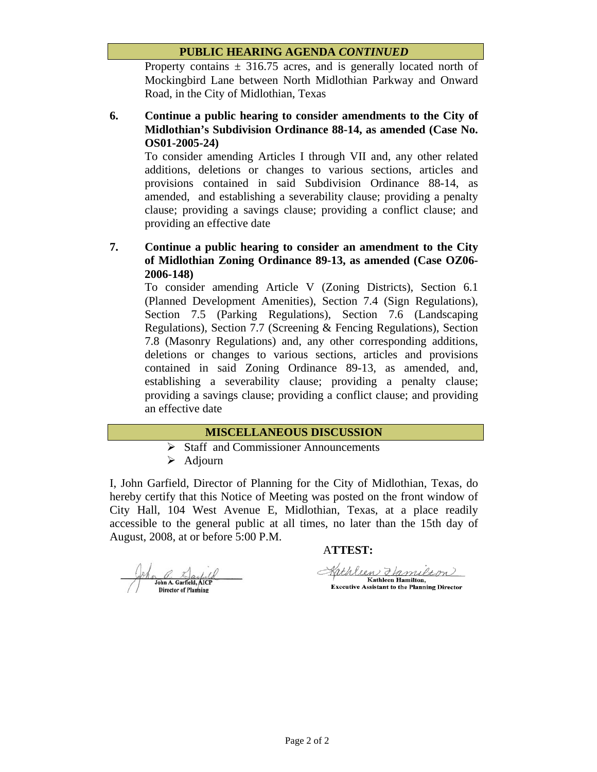## PUBLIC HEARING AGENDA *CONTINUED*

Property contains ± 316.75 acres, and is generally located north of Mockingbird Lane between North Midlothian Parkway and Onward Road, in the City of Midlothian, Texas

**6. Continue a public hearing to consider amendments to the City of Midlothian's Subdivision Ordinance 88-14, as amended (Case No. OS01-2005-24)**

To consider amending Articles I through VII and, any other related additions, deletions or changes to various sections, articles and provisions contained in said Subdivision Ordinance 88-14, as amended, and establishing a severability clause; providing a penalty clause; providing a savings clause; providing a conflict clause; and providing an effective date

**7. Continue a public hearing to consider an amendment to the City of Midlothian Zoning Ordinance 89-13, as amended (Case OZ06-2006-148)**

To consider amending Article V (Zoning Districts), Section 6.1 (Planned Development Amenities), Section 7.4 (Sign Regulations), Section 7.5 (Parking Regulations), Section 7.6 (Landscaping Regulations), Section 7.7 (Screening & Fencing Regulations), Section 7.8 (Masonry Regulations) and, any other corresponding additions, deletions or changes to various sections, articles and provisions contained in said Zoning Ordinance 89-13, as amended, and, establishing a severability clause; providing a penalty clause; providing a savings clause; providing a conflict clause; and providing an effective date

## MISCELLANEOUS DISCUSSION

- Staff and Commissioner Announcements
- Adjourn

I, John Garfield, Director of Planning for the City of Midlothian, Texas, do hereby certify that this Notice of Meeting was posted on the front window of City Hall, 104 West Avenue E, Midlothian, Texas, at a place readily accessible to the general public at all times, no later than the 15th day of August, 2008, at or before 5:00 P.M.

**ATTEST:**

John A. Garfield, AICP
Director of Planning

Kathleen Hamilton,
Executive Assistant to the Planning Director